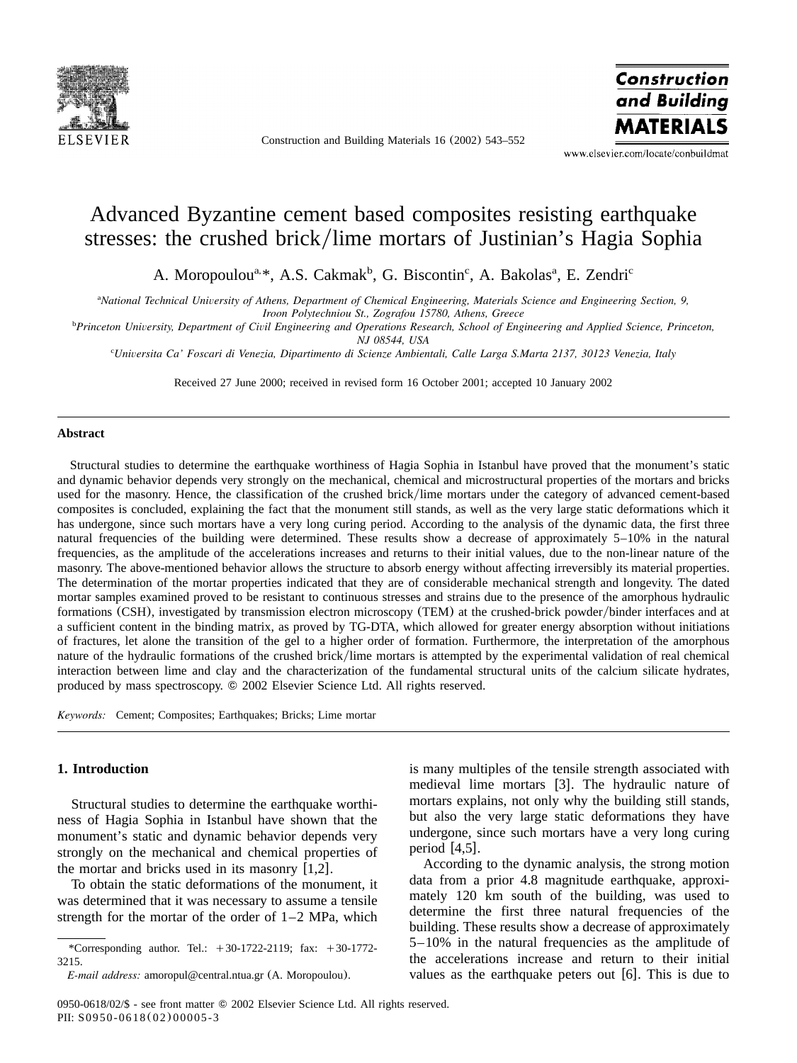# Advanced Byzantine cement based composites resisting earthquake stresses: the crushed brick/lime mortars of Justinian's Hagia Sophia

A. Moropoulou[a,*], A.S. Cakmak[b], G. Biscontin[c], A. Bakolas[a], E. Zendri[c]

[a]*National Technical University of Athens, Department of Chemical Engineering, Materials Science and Engineering Section, 9, Iroon Polytechniou St., Zografou 15780, Athens, Greece*

[b]*Princeton University, Department of Civil Engineering and Operations Research, School of Engineering and Applied Science, Princeton, NJ 08544, USA*

[c]*Universita Ca' Foscari di Venezia, Dipartimento di Scienze Ambientali, Calle Larga S.Marta 2137, 30123 Venezia, Italy*

Received 27 June 2000; received in revised form 16 October 2001; accepted 10 January 2002

## Abstract

Structural studies to determine the earthquake worthiness of Hagia Sophia in Istanbul have proved that the monument's static and dynamic behavior depends very strongly on the mechanical, chemical and microstructural properties of the mortars and bricks used for the masonry. Hence, the classification of the crushed brick/lime mortars under the category of advanced cement-based composites is concluded, explaining the fact that the monument still stands, as well as the very large static deformations which it has undergone, since such mortars have a very long curing period. According to the analysis of the dynamic data, the first three natural frequencies of the building were determined. These results show a decrease of approximately 5–10% in the natural frequencies, as the amplitude of the accelerations increases and returns to their initial values, due to the non-linear nature of the masonry. The above-mentioned behavior allows the structure to absorb energy without affecting irreversibly its material properties. The determination of the mortar properties indicated that they are of considerable mechanical strength and longevity. The dated mortar samples examined proved to be resistant to continuous stresses and strains due to the presence of the amorphous hydraulic formations (CSH), investigated by transmission electron microscopy (TEM) at the crushed-brick powder/binder interfaces and at a sufficient content in the binding matrix, as proved by TG-DTA, which allowed for greater energy absorption without initiations of fractures, let alone the transition of the gel to a higher order of formation. Furthermore, the interpretation of the amorphous nature of the hydraulic formations of the crushed brick/lime mortars is attempted by the experimental validation of real chemical interaction between lime and clay and the characterization of the fundamental structural units of the calcium silicate hydrates, produced by mass spectroscopy. © 2002 Elsevier Science Ltd. All rights reserved.

*Keywords:* Cement; Composites; Earthquakes; Bricks; Lime mortar

## 1. Introduction

Structural studies to determine the earthquake worthiness of Hagia Sophia in Istanbul have shown that the monument's static and dynamic behavior depends very strongly on the mechanical and chemical properties of the mortar and bricks used in its masonry [1,2].

To obtain the static deformations of the monument, it was determined that it was necessary to assume a tensile strength for the mortar of the order of 1–2 MPa, which is many multiples of the tensile strength associated with medieval lime mortars [3]. The hydraulic nature of mortars explains, not only why the building still stands, but also the very large static deformations they have undergone, since such mortars have a very long curing period [4,5].

According to the dynamic analysis, the strong motion data from a prior 4.8 magnitude earthquake, approximately 120 km south of the building, was used to determine the first three natural frequencies of the building. These results show a decrease of approximately 5–10% in the natural frequencies as the amplitude of the accelerations increase and return to their initial values as the earthquake peters out [6]. This is due to

*Corresponding author. Tel.: +30-1722-2119; fax: +30-1772-3215.
*E-mail address:* amoropul@central.ntua.gr (A. Moropoulou).

0950-0618/02/$ - see front matter © 2002 Elsevier Science Ltd. All rights reserved.
PII: S0950-0618(02)00005-3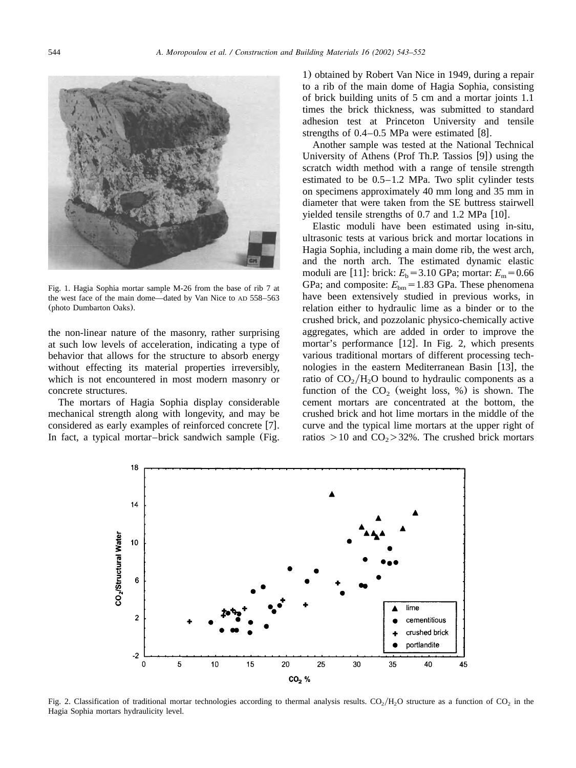Fig. 1. Hagia Sophia mortar sample M-26 from the base of rib 7 at the west face of the main dome—dated by Van Nice to AD 558–563 (photo Dumbarton Oaks).

the non-linear nature of the masonry, rather surprising at such low levels of acceleration, indicating a type of behavior that allows for the structure to absorb energy without effecting its material properties irreversibly, which is not encountered in most modern masonry or concrete structures.

The mortars of Hagia Sophia display considerable mechanical strength along with longevity, and may be considered as early examples of reinforced concrete [7]. In fact, a typical mortar–brick sandwich sample (Fig. 1) obtained by Robert Van Nice in 1949, during a repair to a rib of the main dome of Hagia Sophia, consisting of brick building units of 5 cm and a mortar joints 1.1 times the brick thickness, was submitted to standard adhesion test at Princeton University and tensile strengths of 0.4–0.5 MPa were estimated [8].

Another sample was tested at the National Technical University of Athens (Prof Th.P. Tassios [9]) using the scratch width method with a range of tensile strength estimated to be 0.5–1.2 MPa. Two split cylinder tests on specimens approximately 40 mm long and 35 mm in diameter that were taken from the SE buttress stairwell yielded tensile strengths of 0.7 and 1.2 MPa [10].

Elastic moduli have been estimated using in-situ, ultrasonic tests at various brick and mortar locations in Hagia Sophia, including a main dome rib, the west arch, and the north arch. The estimated dynamic elastic moduli are [11]: brick: $E_b = 3.10$ GPa; mortar: $E_m = 0.66$ GPa; and composite: $E_{bm} = 1.83$ GPa. These phenomena have been extensively studied in previous works, in relation either to hydraulic lime as a binder or to the crushed brick, and pozzolanic physico-chemically active aggregates, which are added in order to improve the mortar's performance [12]. In Fig. 2, which presents various traditional mortars of different processing technologies in the eastern Mediterranean Basin [13], the ratio of $CO_2/H_2O$ bound to hydraulic components as a function of the $CO_2$ (weight loss, %) is shown. The cement mortars are concentrated at the bottom, the crushed brick and hot lime mortars in the middle of the curve and the typical lime mortars at the upper right of ratios $>10$ and $CO_2 > 32\%$. The crushed brick mortars

Fig. 2. Classification of traditional mortar technologies according to thermal analysis results. $CO_2/H_2O$ structure as a function of $CO_2$ in the Hagia Sophia mortars hydraulicity level.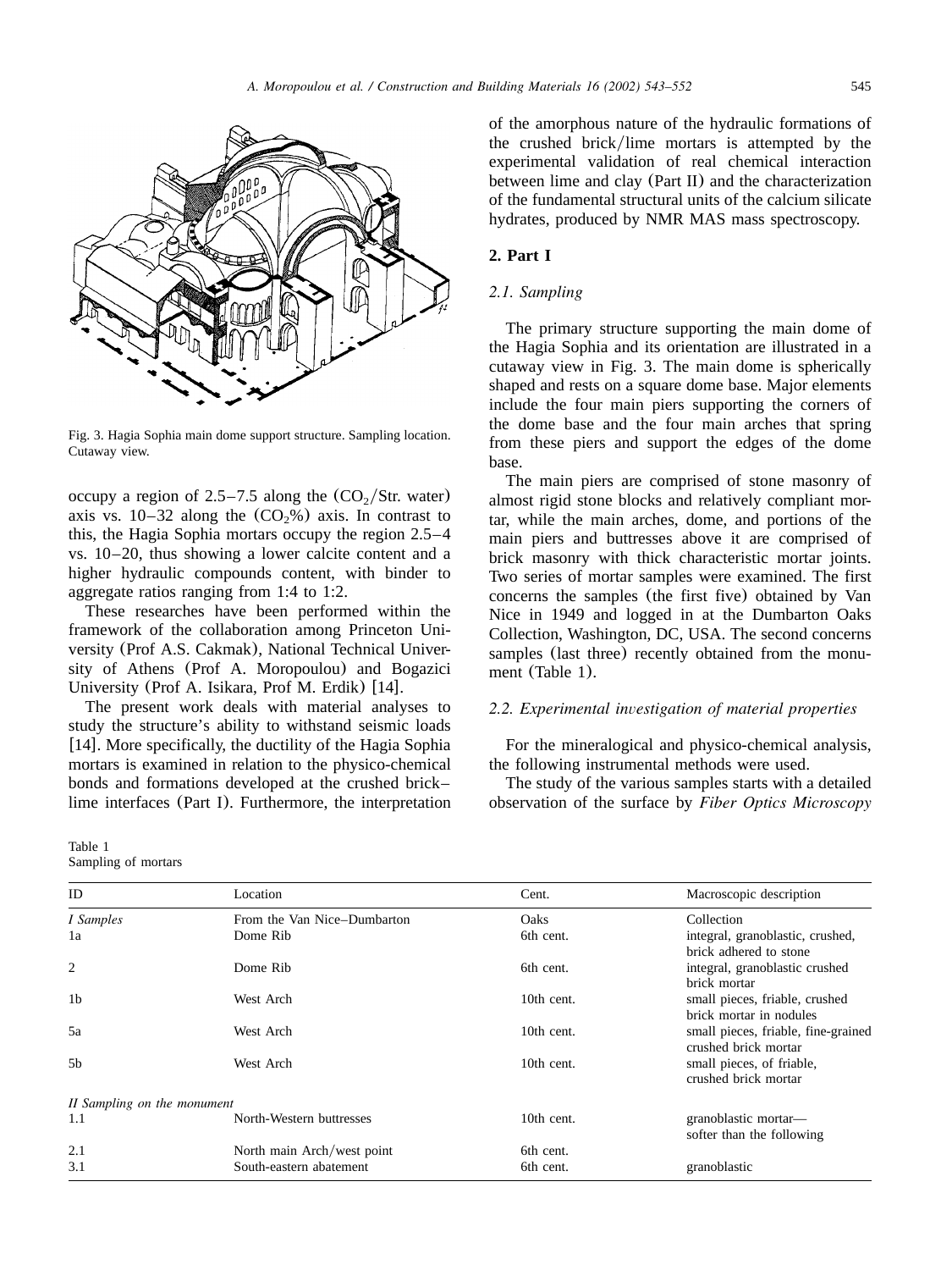Fig. 3. Hagia Sophia main dome support structure. Sampling location. Cutaway view.

occupy a region of 2.5–7.5 along the ($CO_2$/Str. water) axis vs. 10–32 along the ($CO_2$%) axis. In contrast to this, the Hagia Sophia mortars occupy the region 2.5–4 vs. 10–20, thus showing a lower calcite content and a higher hydraulic compounds content, with binder to aggregate ratios ranging from 1:4 to 1:2.

These researches have been performed within the framework of the collaboration among Princeton University (Prof A.S. Cakmak), National Technical University of Athens (Prof A. Moropoulou) and Bogazici University (Prof A. Isikara, Prof M. Erdik) [14].

The present work deals with material analyses to study the structure's ability to withstand seismic loads [14]. More specifically, the ductility of the Hagia Sophia mortars is examined in relation to the physico-chemical bonds and formations developed at the crushed brick–lime interfaces (Part I). Furthermore, the interpretation of the amorphous nature of the hydraulic formations of the crushed brick/lime mortars is attempted by the experimental validation of real chemical interaction between lime and clay (Part II) and the characterization of the fundamental structural units of the calcium silicate hydrates, produced by NMR MAS mass spectroscopy.

## 2. Part I

### 2.1. Sampling

The primary structure supporting the main dome of the Hagia Sophia and its orientation are illustrated in a cutaway view in Fig. 3. The main dome is spherically shaped and rests on a square dome base. Major elements include the four main piers supporting the corners of the dome base and the four main arches that spring from these piers and support the edges of the dome base.

The main piers are comprised of stone masonry of almost rigid stone blocks and relatively compliant mortar, while the main arches, dome, and portions of the main piers and buttresses above it are comprised of brick masonry with thick characteristic mortar joints. Two series of mortar samples were examined. The first concerns the samples (the first five) obtained by Van Nice in 1949 and logged in at the Dumbarton Oaks Collection, Washington, DC, USA. The second concerns samples (last three) recently obtained from the monument (Table 1).

### 2.2. Experimental investigation of material properties

For the mineralogical and physico-chemical analysis, the following instrumental methods were used.

The study of the various samples starts with a detailed observation of the surface by *Fiber Optics Microscopy*

Table 1
Sampling of mortars

| ID | Location | Cent. | Macroscopic description |
|---|---|---|---|
| *I Samples* | From the Van Nice–Dumbarton | Oaks | Collection |
| 1a | Dome Rib | 6th cent. | integral, granoblastic, crushed, brick adhered to stone |
| 2 | Dome Rib | 6th cent. | integral, granoblastic crushed brick mortar |
| 1b | West Arch | 10th cent. | small pieces, friable, crushed brick mortar in nodules |
| 5a | West Arch | 10th cent. | small pieces, friable, fine-grained crushed brick mortar |
| 5b | West Arch | 10th cent. | small pieces, of friable, crushed brick mortar |
| *II Sampling on the monument* | | | |
| 1.1 | North-Western buttresses | 10th cent. | granoblastic mortar—softer than the following |
| 2.1 | North main Arch/west point | 6th cent. | |
| 3.1 | South-eastern abatement | 6th cent. | granoblastic |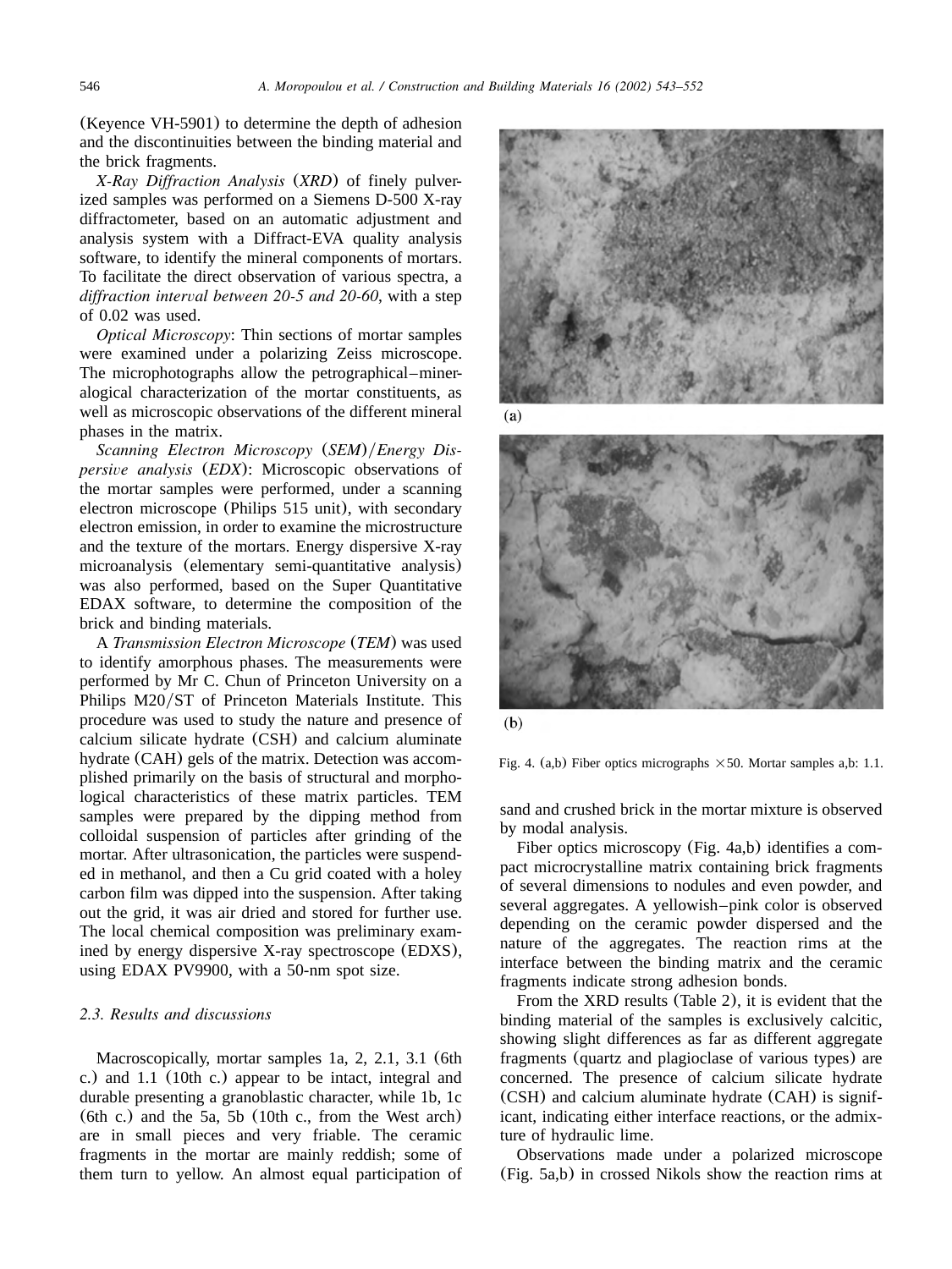(Keyence VH-5901) to determine the depth of adhesion and the discontinuities between the binding material and the brick fragments.

*X-Ray Diffraction Analysis (XRD)* of finely pulverized samples was performed on a Siemens D-500 X-ray diffractometer, based on an automatic adjustment and analysis system with a Diffract-EVA quality analysis software, to identify the mineral components of mortars. To facilitate the direct observation of various spectra, a *diffraction interval between 2θ-5 and 2θ-60*, with a step of 0.02 was used.

*Optical Microscopy*: Thin sections of mortar samples were examined under a polarizing Zeiss microscope. The microphotographs allow the petrographical–mineralogical characterization of the mortar constituents, as well as microscopic observations of the different mineral phases in the matrix.

*Scanning Electron Microscopy (SEM)/Energy Dispersive analysis (EDX)*: Microscopic observations of the mortar samples were performed, under a scanning electron microscope (Philips 515 unit), with secondary electron emission, in order to examine the microstructure and the texture of the mortars. Energy dispersive X-ray microanalysis (elementary semi-quantitative analysis) was also performed, based on the Super Quantitative EDAX software, to determine the composition of the brick and binding materials.

A *Transmission Electron Microscope (TEM)* was used to identify amorphous phases. The measurements were performed by Mr C. Chun of Princeton University on a Philips M20/ST of Princeton Materials Institute. This procedure was used to study the nature and presence of calcium silicate hydrate (CSH) and calcium aluminate hydrate (CAH) gels of the matrix. Detection was accomplished primarily on the basis of structural and morphological characteristics of these matrix particles. TEM samples were prepared by the dipping method from colloidal suspension of particles after grinding of the mortar. After ultrasonication, the particles were suspended in methanol, and then a Cu grid coated with a holey carbon film was dipped into the suspension. After taking out the grid, it was air dried and stored for further use. The local chemical composition was preliminary examined by energy dispersive X-ray spectroscope (EDXS), using EDAX PV9900, with a 50-nm spot size.

### 2.3. Results and discussions

Macroscopically, mortar samples 1a, 2, 2.1, 3.1 (6th c.) and 1.1 (10th c.) appear to be intact, integral and durable presenting a granoblastic character, while 1b, 1c (6th c.) and the 5a, 5b (10th c., from the West arch) are in small pieces and very friable. The ceramic fragments in the mortar are mainly reddish; some of them turn to yellow. An almost equal participation of sand and crushed brick in the mortar mixture is observed by modal analysis.

(a)

(b)

Fig. 4. (a,b) Fiber optics micrographs ×50. Mortar samples a,b: 1.1.

Fiber optics microscopy (Fig. 4a,b) identifies a compact microcrystalline matrix containing brick fragments of several dimensions to nodules and even powder, and several aggregates. A yellowish–pink color is observed depending on the ceramic powder dispersed and the nature of the aggregates. The reaction rims at the interface between the binding matrix and the ceramic fragments indicate strong adhesion bonds.

From the XRD results (Table 2), it is evident that the binding material of the samples is exclusively calcitic, showing slight differences as far as different aggregate fragments (quartz and plagioclase of various types) are concerned. The presence of calcium silicate hydrate (CSH) and calcium aluminate hydrate (CAH) is significant, indicating either interface reactions, or the admixture of hydraulic lime.

Observations made under a polarized microscope (Fig. 5a,b) in crossed Nikols show the reaction rims at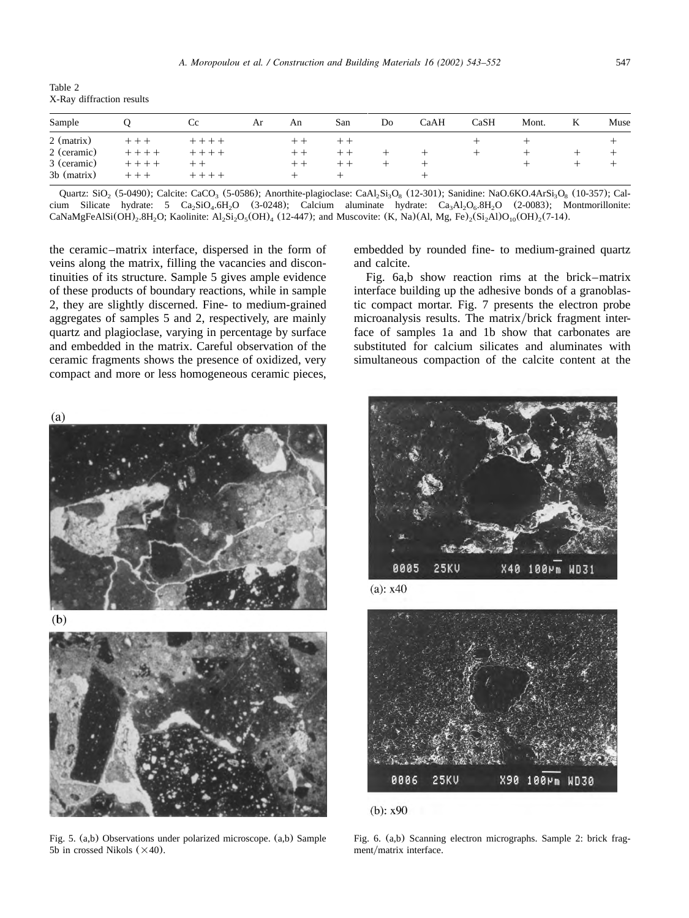Table 2
X-Ray diffraction results

| Sample | Q | Cc | Ar | An | San | Do | CaAH | CaSH | Mont. | K | Musc |
|---|---|---|---|---|---|---|---|---|---|---|---|
| 2 (matrix) | +++ | ++++ | | ++ | ++ | | | + | + | | + |
| 2 (ceramic) | ++++ | ++++ | | ++ | ++ | + | + | + | + | + | + |
| 3 (ceramic) | ++++ | ++ | | ++ | ++ | + | + | | + | + | + |
| 3b (matrix) | +++ | ++++ | | + | + | | + | | | | |

Quartz: $SiO_2$ (5-0490); Calcite: $CaCO_3$ (5-0586); Anorthite-plagioclase: $CaAl_2Si_3O_8$ (12-301); Sanidine: NaO.6KO.4Ar$Si_3O_8$ (10-357); Calcium Silicate hydrate: 5 $Ca_2SiO_4.6H_2O$ (3-0248); Calcium aluminate hydrate: $Ca_3Al_2O_6.8H_2O$ (2-0083); Montmorillonite: $CaNaMgFeAlSi(OH)_2.8H_2O$; Kaolinite: $Al_2Si_2O_5(OH)_4$ (12-447); and Muscovite: (K, Na)(Al, Mg, Fe)$_2$($Si_2$Al)$O_{10}(OH)_2$(7-14).

the ceramic–matrix interface, dispersed in the form of veins along the matrix, filling the vacancies and discontinuities of its structure. Sample 5 gives ample evidence of these products of boundary reactions, while in sample 2, they are slightly discerned. Fine- to medium-grained aggregates of samples 5 and 2, respectively, are mainly quartz and plagioclase, varying in percentage by surface and embedded in the matrix. Careful observation of the ceramic fragments shows the presence of oxidized, very compact and more or less homogeneous ceramic pieces, embedded by rounded fine- to medium-grained quartz and calcite.

Fig. 6a,b show reaction rims at the brick–matrix interface building up the adhesive bonds of a granoblastic compact mortar. Fig. 7 presents the electron probe microanalysis results. The matrix/brick fragment interface of samples 1a and 1b show that carbonates are substituted for calcium silicates and aluminates with simultaneous compaction of the calcite content at the

Fig. 5. (a,b) Observations under polarized microscope. (a,b) Sample 5b in crossed Nikols (×40).

Fig. 6. (a,b) Scanning electron micrographs. Sample 2: brick fragment/matrix interface.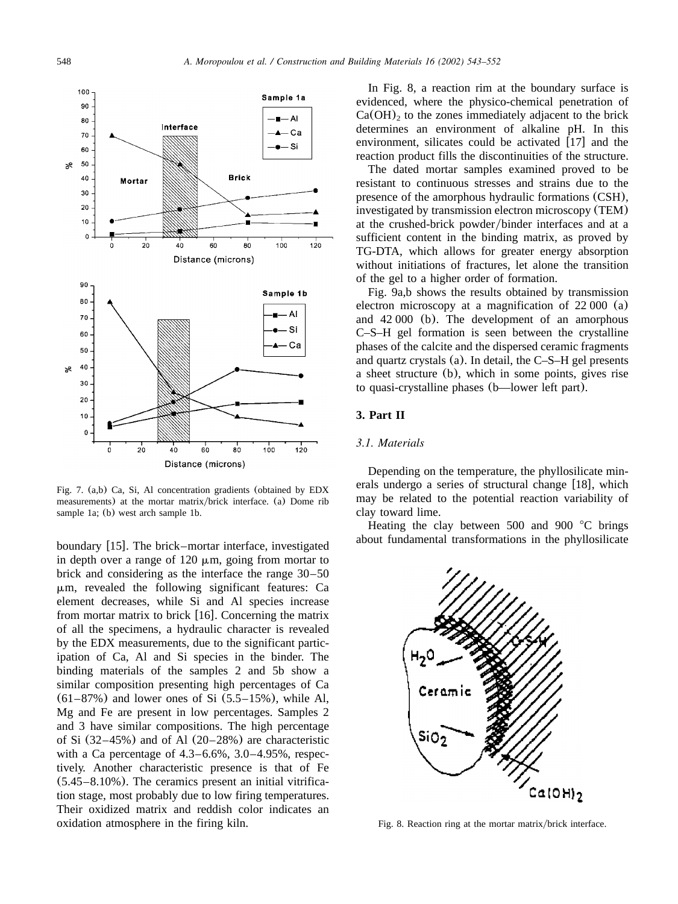Fig. 7. (a,b) Ca, Si, Al concentration gradients (obtained by EDX measurements) at the mortar matrix/brick interface. (a) Dome rib sample 1a; (b) west arch sample 1b.

boundary [15]. The brick–mortar interface, investigated in depth over a range of 120 μm, going from mortar to brick and considering as the interface the range 30–50 μm, revealed the following significant features: Ca element decreases, while Si and Al species increase from mortar matrix to brick [16]. Concerning the matrix of all the specimens, a hydraulic character is revealed by the EDX measurements, due to the significant participation of Ca, Al and Si species in the binder. The binding materials of the samples 2 and 5b show a similar composition presenting high percentages of Ca (61–87%) and lower ones of Si (5.5–15%), while Al, Mg and Fe are present in low percentages. Samples 2 and 3 have similar compositions. The high percentage of Si (32–45%) and of Al (20–28%) are characteristic with a Ca percentage of 4.3–6.6%, 3.0–4.95%, respectively. Another characteristic presence is that of Fe (5.45–8.10%). The ceramics present an initial vitrification stage, most probably due to low firing temperatures. Their oxidized matrix and reddish color indicates an oxidation atmosphere in the firing kiln.

In Fig. 8, a reaction rim at the boundary surface is evidenced, where the physico-chemical penetration of $Ca(OH)_2$ to the zones immediately adjacent to the brick determines an environment of alkaline pH. In this environment, silicates could be activated [17] and the reaction product fills the discontinuities of the structure.

The dated mortar samples examined proved to be resistant to continuous stresses and strains due to the presence of the amorphous hydraulic formations (CSH), investigated by transmission electron microscopy (TEM) at the crushed-brick powder/binder interfaces and at a sufficient content in the binding matrix, as proved by TG-DTA, which allows for greater energy absorption without initiations of fractures, let alone the transition of the gel to a higher order of formation.

Fig. 9a,b shows the results obtained by transmission electron microscopy at a magnification of 22 000 (a) and 42 000 (b). The development of an amorphous C–S–H gel formation is seen between the crystalline phases of the calcite and the dispersed ceramic fragments and quartz crystals (a). In detail, the C–S–H gel presents a sheet structure (b), which in some points, gives rise to quasi-crystalline phases (b—lower left part).

## 3. Part II

### 3.1. Materials

Depending on the temperature, the phyllosilicate minerals undergo a series of structural change [18], which may be related to the potential reaction variability of clay toward lime.

Heating the clay between 500 and 900 °C brings about fundamental transformations in the phyllosilicate

Fig. 8. Reaction ring at the mortar matrix/brick interface.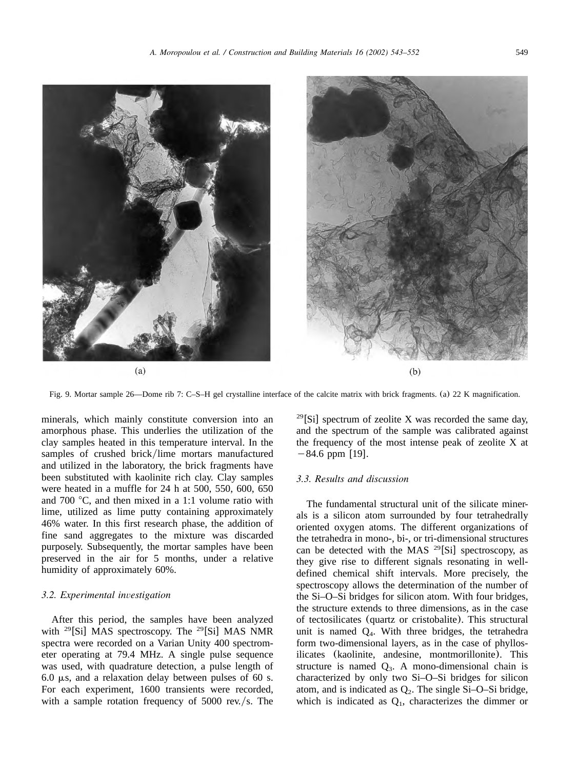(a)

(b)

Fig. 9. Mortar sample 26—Dome rib 7: C–S–H gel crystalline interface of the calcite matrix with brick fragments. (a) 22 K magnification.

minerals, which mainly constitute conversion into an amorphous phase. This underlies the utilization of the clay samples heated in this temperature interval. In the samples of crushed brick/lime mortars manufactured and utilized in the laboratory, the brick fragments have been substituted with kaolinite rich clay. Clay samples were heated in a muffle for 24 h at 500, 550, 600, 650 and 700 °C, and then mixed in a 1:1 volume ratio with lime, utilized as lime putty containing approximately 46% water. In this first research phase, the addition of fine sand aggregates to the mixture was discarded purposely. Subsequently, the mortar samples have been preserved in the air for 5 months, under a relative humidity of approximately 60%.

### 3.2. Experimental investigation

After this period, the samples have been analyzed with $^{29}$[Si] MAS spectroscopy. The $^{29}$[Si] MAS NMR spectra were recorded on a Varian Unity 400 spectrometer operating at 79.4 MHz. A single pulse sequence was used, with quadrature detection, a pulse length of 6.0 μs, and a relaxation delay between pulses of 60 s. For each experiment, 1600 transients were recorded, with a sample rotation frequency of 5000 rev./s. The $^{29}$[Si] spectrum of zeolite X was recorded the same day, and the spectrum of the sample was calibrated against the frequency of the most intense peak of zeolite X at −84.6 ppm [19].

### 3.3. Results and discussion

The fundamental structural unit of the silicate minerals is a silicon atom surrounded by four tetrahedrally oriented oxygen atoms. The different organizations of the tetrahedra in mono-, bi-, or tri-dimensional structures can be detected with the MAS $^{29}$[Si] spectroscopy, as they give rise to different signals resonating in well-defined chemical shift intervals. More precisely, the spectroscopy allows the determination of the number of the Si–O–Si bridges for silicon atom. With four bridges, the structure extends to three dimensions, as in the case of tectosilicates (quartz or cristobalite). This structural unit is named $Q_4$. With three bridges, the tetrahedra form two-dimensional layers, as in the case of phyllosilicates (kaolinite, andesine, montmorillonite). This structure is named $Q_3$. A mono-dimensional chain is characterized by only two Si–O–Si bridges for silicon atom, and is indicated as $Q_2$. The single Si–O–Si bridge, which is indicated as $Q_1$, characterizes the dimmer or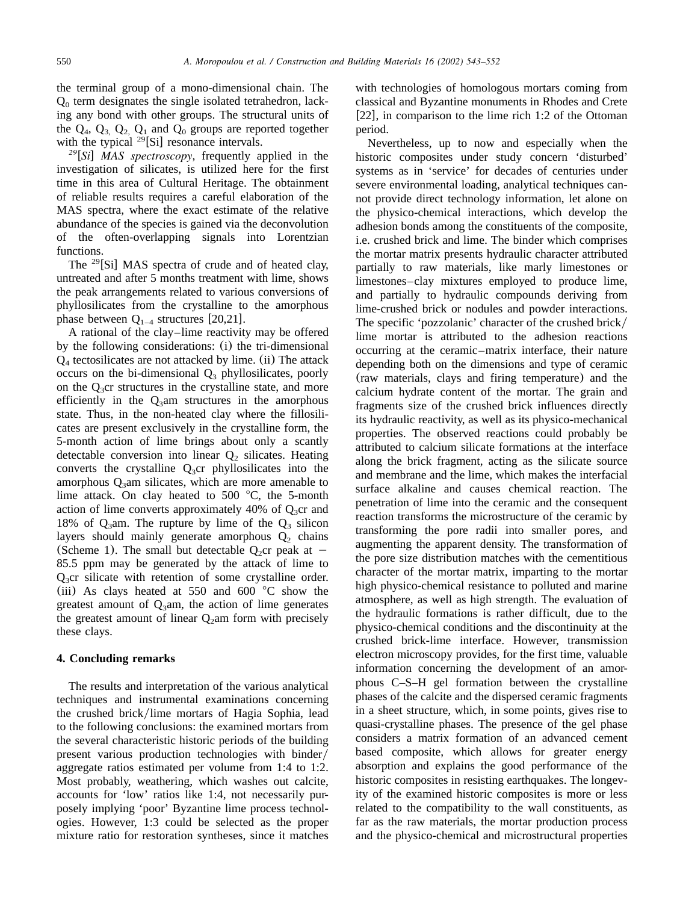the terminal group of a mono-dimensional chain. The $Q_0$ term designates the single isolated tetrahedron, lacking any bond with other groups. The structural units of the $Q_4$, $Q_3$, $Q_2$, $Q_1$ and $Q_0$ groups are reported together with the typical $^{29}$[Si] resonance intervals.

*$^{29}$[Si] MAS spectroscopy*, frequently applied in the investigation of silicates, is utilized here for the first time in this area of Cultural Heritage. The obtainment of reliable results requires a careful elaboration of the MAS spectra, where the exact estimate of the relative abundance of the species is gained via the deconvolution of the often-overlapping signals into Lorentzian functions.

The $^{29}$[Si] MAS spectra of crude and of heated clay, untreated and after 5 months treatment with lime, shows the peak arrangements related to various conversions of phyllosilicates from the crystalline to the amorphous phase between $Q_{1-4}$ structures [20,21].

A rational of the clay–lime reactivity may be offered by the following considerations: (i) the tri-dimensional $Q_4$ tectosilicates are not attacked by lime. (ii) The attack occurs on the bi-dimensional $Q_3$ phyllosilicates, poorly on the $Q_3$cr structures in the crystalline state, and more efficiently in the $Q_3$am structures in the amorphous state. Thus, in the non-heated clay where the fillosilicates are present exclusively in the crystalline form, the 5-month action of lime brings about only a scantly detectable conversion into linear $Q_2$ silicates. Heating converts the crystalline $Q_3$cr phyllosilicates into the amorphous $Q_3$am silicates, which are more amenable to lime attack. On clay heated to 500 °C, the 5-month action of lime converts approximately 40% of $Q_3$cr and 18% of $Q_3$am. The rupture by lime of the $Q_3$ silicon layers should mainly generate amorphous $Q_2$ chains (Scheme 1). The small but detectable $Q_2$cr peak at −85.5 ppm may be generated by the attack of lime to $Q_3$cr silicate with retention of some crystalline order. (iii) As clays heated at 550 and 600 °C show the greatest amount of $Q_3$am, the action of lime generates the greatest amount of linear $Q_2$am form with precisely these clays.

## 4. Concluding remarks

The results and interpretation of the various analytical techniques and instrumental examinations concerning the crushed brick/lime mortars of Hagia Sophia, lead to the following conclusions: the examined mortars from the several characteristic historic periods of the building present various production technologies with binder/aggregate ratios estimated per volume from 1:4 to 1:2. Most probably, weathering, which washes out calcite, accounts for 'low' ratios like 1:4, not necessarily purposely implying 'poor' Byzantine lime process technologies. However, 1:3 could be selected as the proper mixture ratio for restoration syntheses, since it matches with technologies of homologous mortars coming from classical and Byzantine monuments in Rhodes and Crete [22], in comparison to the lime rich 1:2 of the Ottoman period.

Nevertheless, up to now and especially when the historic composites under study concern 'disturbed' systems as in 'service' for decades of centuries under severe environmental loading, analytical techniques cannot provide direct technology information, let alone on the physico-chemical interactions, which develop the adhesion bonds among the constituents of the composite, i.e. crushed brick and lime. The binder which comprises the mortar matrix presents hydraulic character attributed partially to raw materials, like marly limestones or limestones–clay mixtures employed to produce lime, and partially to hydraulic compounds deriving from lime-crushed brick or nodules and powder interactions. The specific 'pozzolanic' character of the crushed brick/lime mortar is attributed to the adhesion reactions occurring at the ceramic–matrix interface, their nature depending both on the dimensions and type of ceramic (raw materials, clays and firing temperature) and the calcium hydrate content of the mortar. The grain and fragments size of the crushed brick influences directly its hydraulic reactivity, as well as its physico-mechanical properties. The observed reactions could probably be attributed to calcium silicate formations at the interface along the brick fragment, acting as the silicate source and membrane and the lime, which makes the interfacial surface alkaline and causes chemical reaction. The penetration of lime into the ceramic and the consequent reaction transforms the microstructure of the ceramic by transforming the pore radii into smaller pores, and augmenting the apparent density. The transformation of the pore size distribution matches with the cementitious character of the mortar matrix, imparting to the mortar high physico-chemical resistance to polluted and marine atmosphere, as well as high strength. The evaluation of the hydraulic formations is rather difficult, due to the physico-chemical conditions and the discontinuity at the crushed brick-lime interface. However, transmission electron microscopy provides, for the first time, valuable information concerning the development of an amorphous C–S–H gel formation between the crystalline phases of the calcite and the dispersed ceramic fragments in a sheet structure, which, in some points, gives rise to quasi-crystalline phases. The presence of the gel phase considers a matrix formation of an advanced cement based composite, which allows for greater energy absorption and explains the good performance of the historic composites in resisting earthquakes. The longevity of the examined historic composites is more or less related to the compatibility to the wall constituents, as far as the raw materials, the mortar production process and the physico-chemical and microstructural properties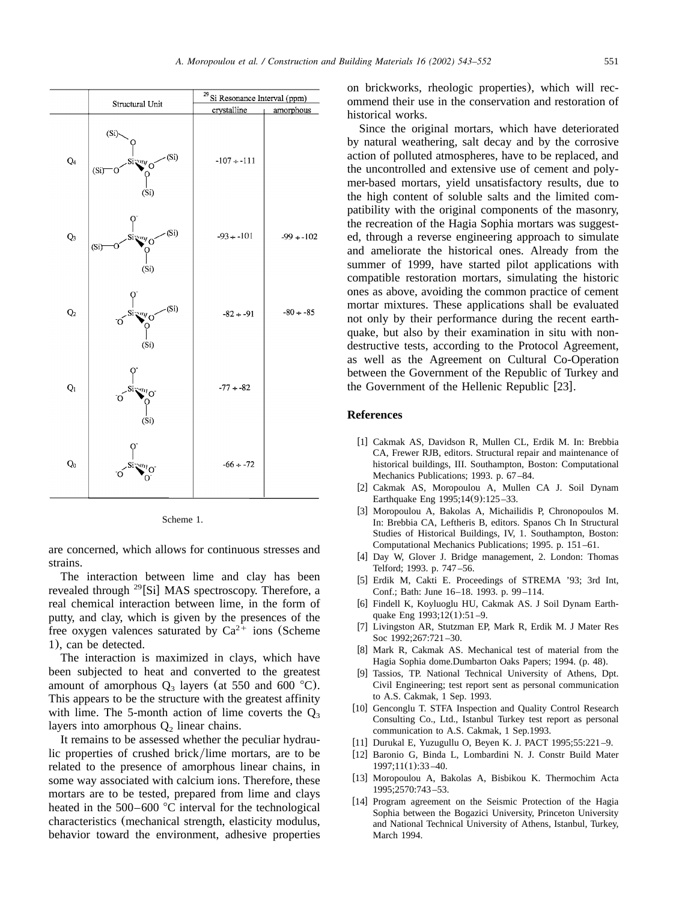| | Structural Unit | $^{29}$Si Resonance Interval (ppm) | |
|---|---|---|---|
| | | crystalline | amorphous |
| $Q_4$ | | $-107 \div -111$ | |
| $Q_3$ | | $-93 \div -101$ | $-99 \div -102$ |
| $Q_2$ | | $-82 \div -91$ | $-80 \div -85$ |
| $Q_1$ | | $-77 \div -82$ | |
| $Q_0$ | | $-66 \div -72$ | |

Scheme 1.

are concerned, which allows for continuous stresses and strains.

The interaction between lime and clay has been revealed through $^{29}$[Si] MAS spectroscopy. Therefore, a real chemical interaction between lime, in the form of putty, and clay, which is given by the presences of the free oxygen valences saturated by $Ca^{2+}$ ions (Scheme 1), can be detected.

The interaction is maximized in clays, which have been subjected to heat and converted to the greatest amount of amorphous $Q_3$ layers (at 550 and 600 °C). This appears to be the structure with the greatest affinity with lime. The 5-month action of lime coverts the $Q_3$ layers into amorphous $Q_2$ linear chains.

It remains to be assessed whether the peculiar hydraulic properties of crushed brick/lime mortars, are to be related to the presence of amorphous linear chains, in some way associated with calcium ions. Therefore, these mortars are to be tested, prepared from lime and clays heated in the 500–600 °C interval for the technological characteristics (mechanical strength, elasticity modulus, behavior toward the environment, adhesive properties on brickworks, rheologic properties), which will recommend their use in the conservation and restoration of historical works.

Since the original mortars, which have deteriorated by natural weathering, salt decay and by the corrosive action of polluted atmospheres, have to be replaced, and the uncontrolled and extensive use of cement and polymer-based mortars, yield unsatisfactory results, due to the high content of soluble salts and the limited compatibility with the original components of the masonry, the recreation of the Hagia Sophia mortars was suggested, through a reverse engineering approach to simulate and ameliorate the historical ones. Already from the summer of 1999, have started pilot applications with compatible restoration mortars, simulating the historic ones as above, avoiding the common practice of cement mortar mixtures. These applications shall be evaluated not only by their performance during the recent earthquake, but also by their examination in situ with non-destructive tests, according to the Protocol Agreement, as well as the Agreement on Cultural Co-Operation between the Government of the Republic of Turkey and the Government of the Hellenic Republic [23].

## References

[1] Cakmak AS, Davidson R, Mullen CL, Erdik M. In: Brebbia CA, Frewer RJB, editors. Structural repair and maintenance of historical buildings, III. Southampton, Boston: Computational Mechanics Publications; 1993. p. 67–84.

[2] Cakmak AS, Moropoulou A, Mullen CA J. Soil Dynam Earthquake Eng 1995;14(9):125–33.

[3] Moropoulou A, Bakolas A, Michailidis P, Chronopoulos M. In: Brebbia CA, Leftheris B, editors. Spanos Ch In Structural Studies of Historical Buildings, IV, 1. Southampton, Boston: Computational Mechanics Publications; 1995. p. 151–61.

[4] Day W, Glover J. Bridge management, 2. London: Thomas Telford; 1993. p. 747–56.

[5] Erdik M, Cakti E. Proceedings of STREMA '93; 3rd Int, Conf.; Bath: June 16–18. 1993. p. 99–114.

[6] Findell K, Koyluoglu HU, Cakmak AS. J Soil Dynam Earthquake Eng 1993;12(1):51–9.

[7] Livingston AR, Stutzman EP, Mark R, Erdik M. J Mater Res Soc 1992;267:721–30.

[8] Mark R, Cakmak AS. Mechanical test of material from the Hagia Sophia dome.Dumbarton Oaks Papers; 1994. (p. 48).

[9] Tassios, TP. National Technical University of Athens, Dpt. Civil Engineering; test report sent as personal communication to A.S. Cakmak, 1 Sep. 1993.

[10] Gencoglu T. STFA Inspection and Quality Control Research Consulting Co., Ltd., Istanbul Turkey test report as personal communication to A.S. Cakmak, 1 Sep.1993.

[11] Durukal E, Yuzugullu O, Beyen K. J. PACT 1995;55:221–9.

[12] Baronio G, Binda L, Lombardini N. J. Constr Build Mater 1997;11(1):33–40.

[13] Moropoulou A, Bakolas A, Bisbikou K. Thermochim Acta 1995;2570:743–53.

[14] Program agreement on the Seismic Protection of the Hagia Sophia between the Bogazici University, Princeton University and National Technical University of Athens, Istanbul, Turkey, March 1994.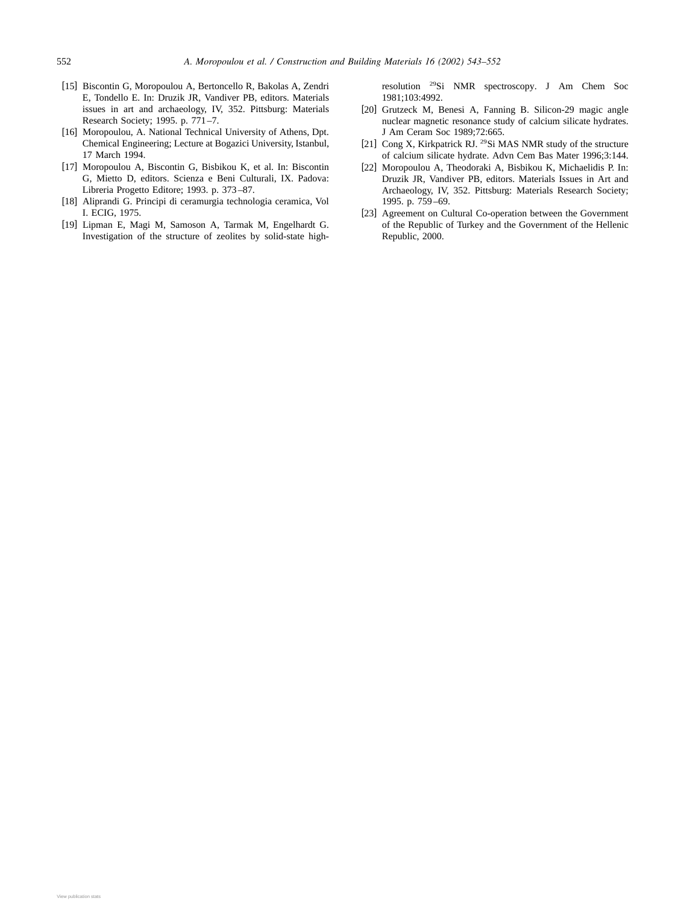[15] Biscontin G, Moropoulou A, Bertoncello R, Bakolas A, Zendri E, Tondello E. In: Druzik JR, Vandiver PB, editors. Materials issues in art and archaeology, IV, 352. Pittsburg: Materials Research Society; 1995. p. 771–7.

[16] Moropoulou, A. National Technical University of Athens, Dpt. Chemical Engineering; Lecture at Bogazici University, Istanbul, 17 March 1994.

[17] Moropoulou A, Biscontin G, Bisbikou K, et al. In: Biscontin G, Mietto D, editors. Scienza e Beni Culturali, IX. Padova: Libreria Progetto Editore; 1993. p. 373–87.

[18] Aliprandi G. Principi di ceramurgia technologia ceramica, Vol I. ECIG, 1975.

[19] Lipman E, Magi M, Samoson A, Tarmak M, Engelhardt G. Investigation of the structure of zeolites by solid-state high-resolution $^{29}$Si NMR spectroscopy. J Am Chem Soc 1981;103:4992.

[20] Grutzeck M, Benesi A, Fanning B. Silicon-29 magic angle nuclear magnetic resonance study of calcium silicate hydrates. J Am Ceram Soc 1989;72:665.

[21] Cong X, Kirkpatrick RJ. $^{29}$Si MAS NMR study of the structure of calcium silicate hydrate. Advn Cem Bas Mater 1996;3:144.

[22] Moropoulou A, Theodoraki A, Bisbikou K, Michaelidis P. In: Druzik JR, Vandiver PB, editors. Materials Issues in Art and Archaeology, IV, 352. Pittsburg: Materials Research Society; 1995. p. 759–69.

[23] Agreement on Cultural Co-operation between the Government of the Republic of Turkey and the Government of the Hellenic Republic, 2000.